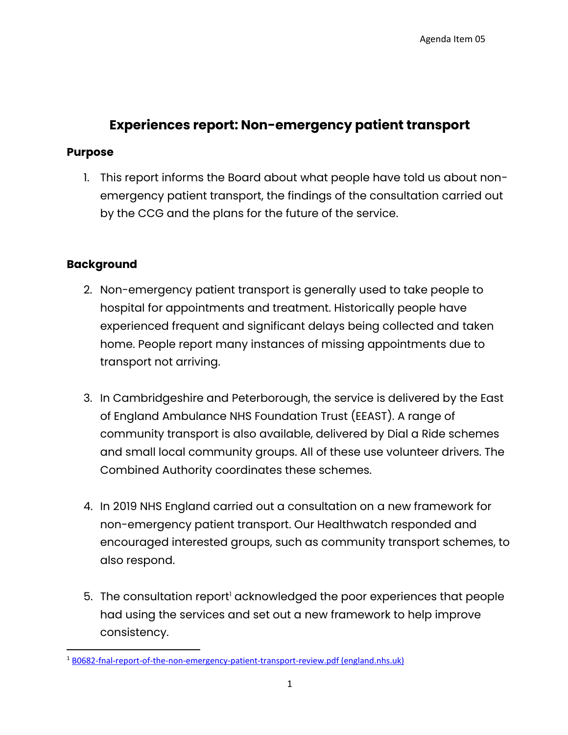Agenda Item 05

# Experiences report: Non-emergency patient transport

## Purpose

1. This report informs the Board about what people have told us about non-emergency patient transport, the findings of the consultation carried out by the CCG and the plans for the future of the service.

## Background

2. Non-emergency patient transport is generally used to take people to hospital for appointments and treatment. Historically people have experienced frequent and significant delays being collected and taken home. People report many instances of missing appointments due to transport not arriving.

3. In Cambridgeshire and Peterborough, the service is delivered by the East of England Ambulance NHS Foundation Trust (EEAST). A range of community transport is also available, delivered by Dial a Ride schemes and small local community groups. All of these use volunteer drivers. The Combined Authority coordinates these schemes.

4. In 2019 NHS England carried out a consultation on a new framework for non-emergency patient transport. Our Healthwatch responded and encouraged interested groups, such as community transport schemes, to also respond.

5. The consultation report[1] acknowledged the poor experiences that people had using the services and set out a new framework to help improve consistency.

---

[1] B0682-fnal-report-of-the-non-emergency-patient-transport-review.pdf (england.nhs.uk)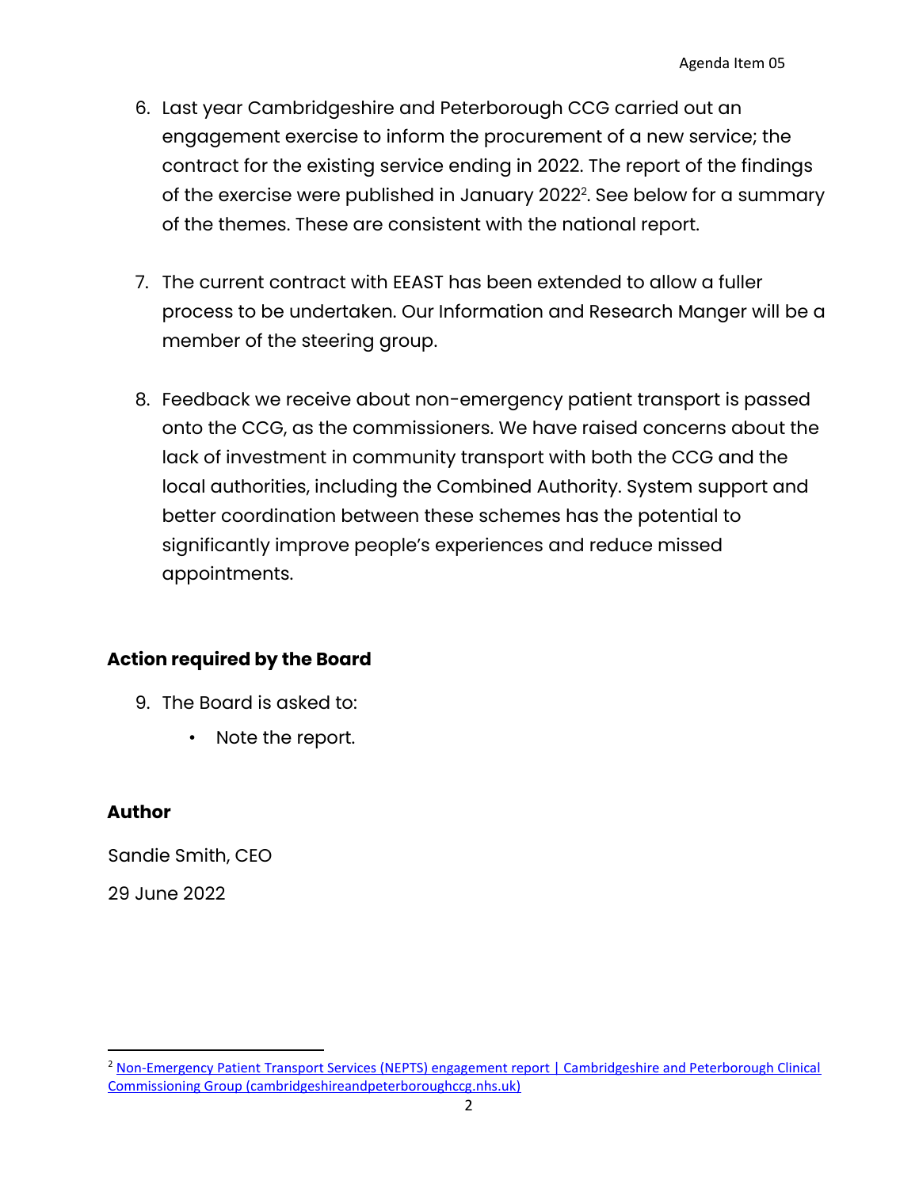6. Last year Cambridgeshire and Peterborough CCG carried out an engagement exercise to inform the procurement of a new service; the contract for the existing service ending in 2022. The report of the findings of the exercise were published in January 2022[2]. See below for a summary of the themes. These are consistent with the national report.

7. The current contract with EEAST has been extended to allow a fuller process to be undertaken. Our Information and Research Manger will be a member of the steering group.

8. Feedback we receive about non-emergency patient transport is passed onto the CCG, as the commissioners. We have raised concerns about the lack of investment in community transport with both the CCG and the local authorities, including the Combined Authority. System support and better coordination between these schemes has the potential to significantly improve people's experiences and reduce missed appointments.

## Action required by the Board

9. The Board is asked to:
   - Note the report.

## Author

Sandie Smith, CEO

29 June 2022

---

[2] Non-Emergency Patient Transport Services (NEPTS) engagement report | Cambridgeshire and Peterborough Clinical Commissioning Group (cambridgeshireandpeterboroughccg.nhs.uk)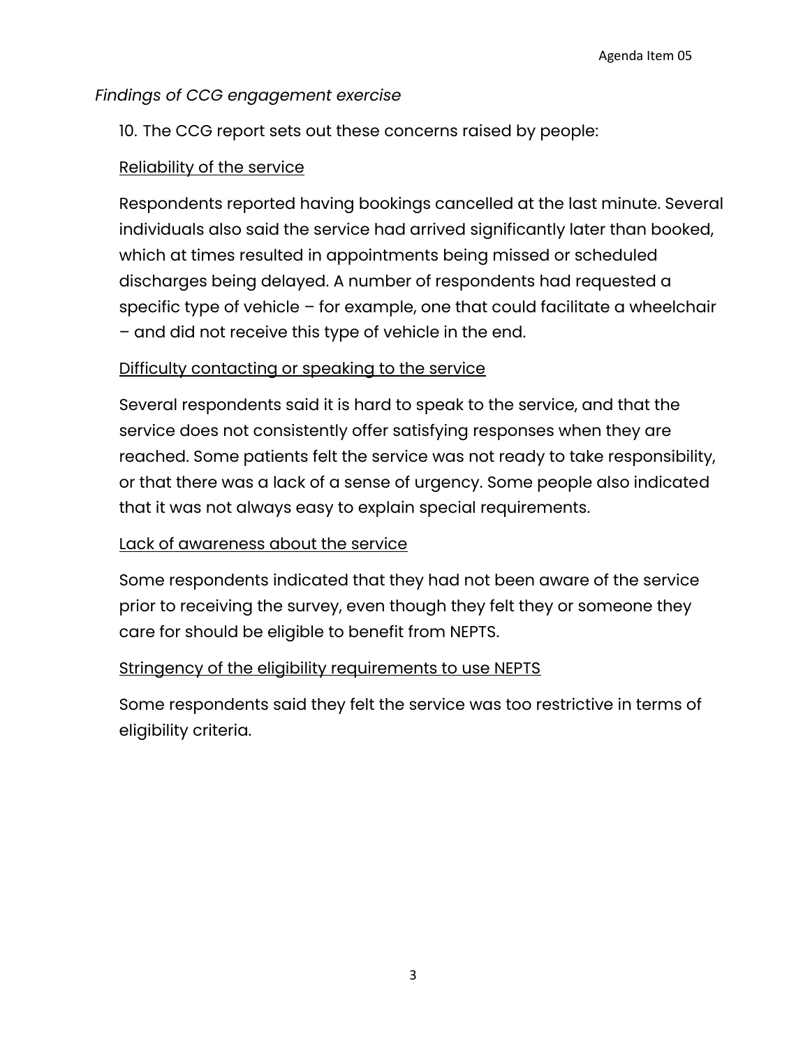*Findings of CCG engagement exercise*

10. The CCG report sets out these concerns raised by people:

<u>Reliability of the service</u>

Respondents reported having bookings cancelled at the last minute. Several individuals also said the service had arrived significantly later than booked, which at times resulted in appointments being missed or scheduled discharges being delayed. A number of respondents had requested a specific type of vehicle – for example, one that could facilitate a wheelchair – and did not receive this type of vehicle in the end.

<u>Difficulty contacting or speaking to the service</u>

Several respondents said it is hard to speak to the service, and that the service does not consistently offer satisfying responses when they are reached. Some patients felt the service was not ready to take responsibility, or that there was a lack of a sense of urgency. Some people also indicated that it was not always easy to explain special requirements.

<u>Lack of awareness about the service</u>

Some respondents indicated that they had not been aware of the service prior to receiving the survey, even though they felt they or someone they care for should be eligible to benefit from NEPTS.

<u>Stringency of the eligibility requirements to use NEPTS</u>

Some respondents said they felt the service was too restrictive in terms of eligibility criteria.